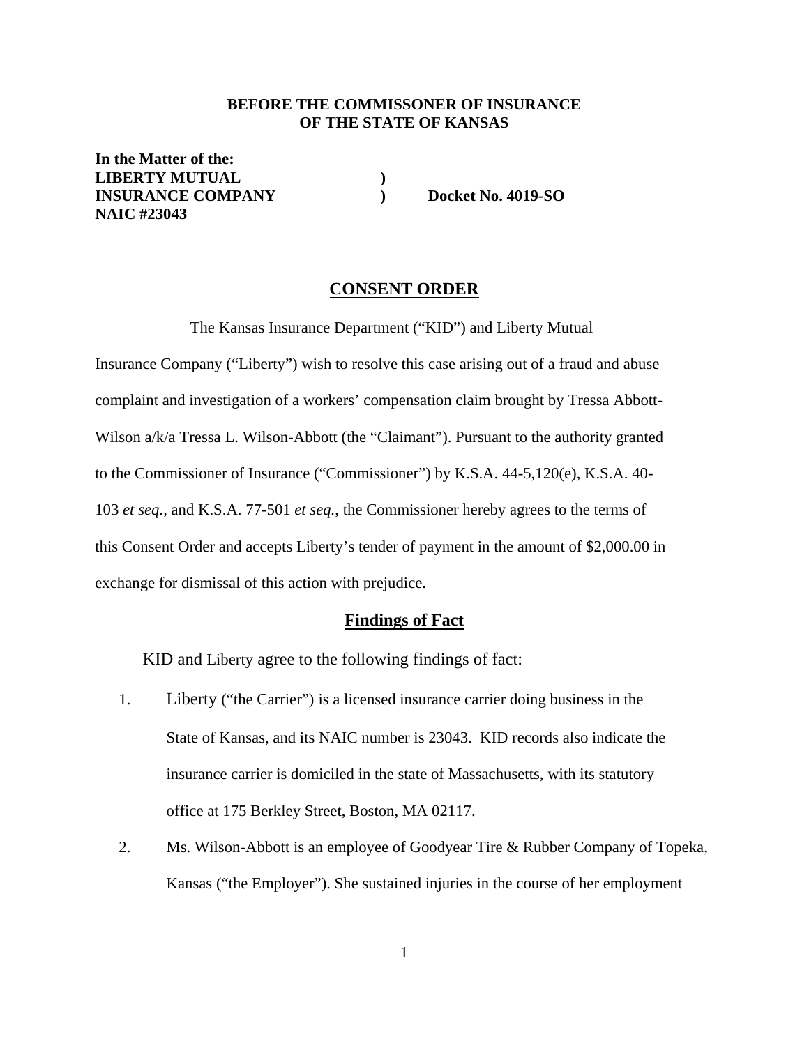**BEFORE THE COMMISSONER OF INSURANCE**
**OF THE STATE OF KANSAS**

**In the Matter of the:**
**LIBERTY MUTUAL )**
**INSURANCE COMPANY ) Docket No. 4019-SO**
**NAIC #23043**

## CONSENT ORDER

The Kansas Insurance Department ("KID") and Liberty Mutual Insurance Company ("Liberty") wish to resolve this case arising out of a fraud and abuse complaint and investigation of a workers' compensation claim brought by Tressa Abbott-Wilson a/k/a Tressa L. Wilson-Abbott (the "Claimant"). Pursuant to the authority granted to the Commissioner of Insurance ("Commissioner") by K.S.A. 44-5,120(e), K.S.A. 40-103 *et seq.*, and K.S.A. 77-501 *et seq.*, the Commissioner hereby agrees to the terms of this Consent Order and accepts Liberty's tender of payment in the amount of $2,000.00 in exchange for dismissal of this action with prejudice.

## Findings of Fact

KID and Liberty agree to the following findings of fact:

1. Liberty ("the Carrier") is a licensed insurance carrier doing business in the State of Kansas, and its NAIC number is 23043. KID records also indicate the insurance carrier is domiciled in the state of Massachusetts, with its statutory office at 175 Berkley Street, Boston, MA 02117.
2. Ms. Wilson-Abbott is an employee of Goodyear Tire & Rubber Company of Topeka, Kansas ("the Employer"). She sustained injuries in the course of her employment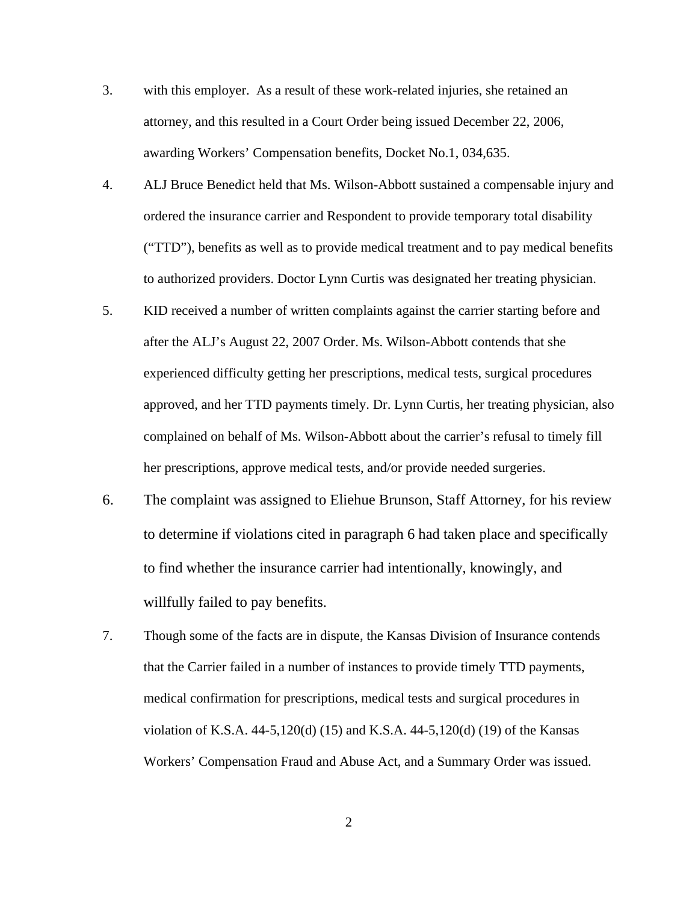3. with this employer. As a result of these work-related injuries, she retained an attorney, and this resulted in a Court Order being issued December 22, 2006, awarding Workers' Compensation benefits, Docket No.1, 034,635.

4. ALJ Bruce Benedict held that Ms. Wilson-Abbott sustained a compensable injury and ordered the insurance carrier and Respondent to provide temporary total disability ("TTD"), benefits as well as to provide medical treatment and to pay medical benefits to authorized providers. Doctor Lynn Curtis was designated her treating physician.

5. KID received a number of written complaints against the carrier starting before and after the ALJ's August 22, 2007 Order. Ms. Wilson-Abbott contends that she experienced difficulty getting her prescriptions, medical tests, surgical procedures approved, and her TTD payments timely. Dr. Lynn Curtis, her treating physician, also complained on behalf of Ms. Wilson-Abbott about the carrier's refusal to timely fill her prescriptions, approve medical tests, and/or provide needed surgeries.

6. The complaint was assigned to Eliehue Brunson, Staff Attorney, for his review to determine if violations cited in paragraph 6 had taken place and specifically to find whether the insurance carrier had intentionally, knowingly, and willfully failed to pay benefits.

7. Though some of the facts are in dispute, the Kansas Division of Insurance contends that the Carrier failed in a number of instances to provide timely TTD payments, medical confirmation for prescriptions, medical tests and surgical procedures in violation of K.S.A. 44-5,120(d) (15) and K.S.A. 44-5,120(d) (19) of the Kansas Workers' Compensation Fraud and Abuse Act, and a Summary Order was issued.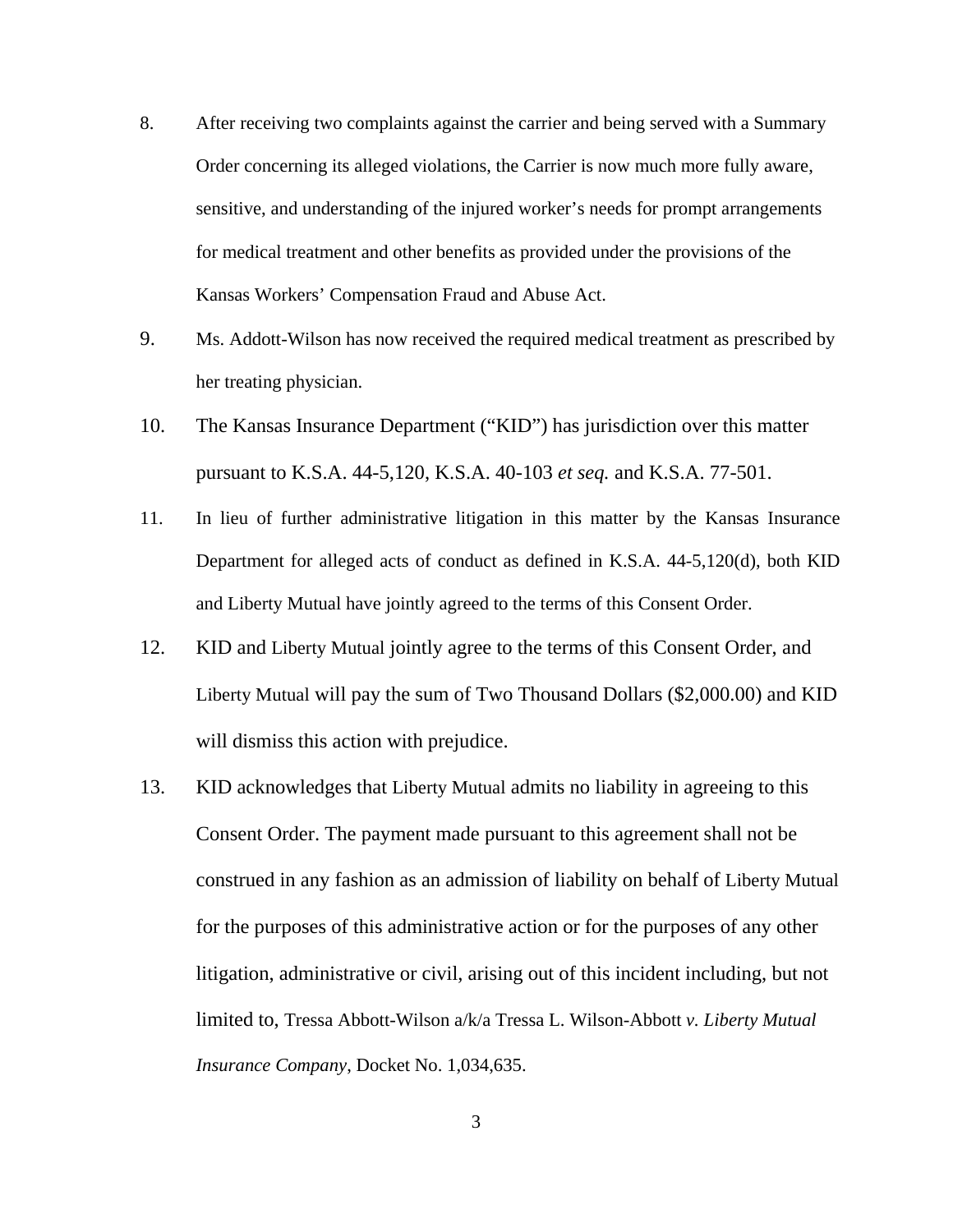8. After receiving two complaints against the carrier and being served with a Summary Order concerning its alleged violations, the Carrier is now much more fully aware, sensitive, and understanding of the injured worker's needs for prompt arrangements for medical treatment and other benefits as provided under the provisions of the Kansas Workers' Compensation Fraud and Abuse Act.

9. Ms. Addott-Wilson has now received the required medical treatment as prescribed by her treating physician.

10. The Kansas Insurance Department ("KID") has jurisdiction over this matter pursuant to K.S.A. 44-5,120, K.S.A. 40-103 *et seq.* and K.S.A. 77-501.

11. In lieu of further administrative litigation in this matter by the Kansas Insurance Department for alleged acts of conduct as defined in K.S.A. 44-5,120(d), both KID and Liberty Mutual have jointly agreed to the terms of this Consent Order.

12. KID and Liberty Mutual jointly agree to the terms of this Consent Order, and Liberty Mutual will pay the sum of Two Thousand Dollars ($2,000.00) and KID will dismiss this action with prejudice.

13. KID acknowledges that Liberty Mutual admits no liability in agreeing to this Consent Order. The payment made pursuant to this agreement shall not be construed in any fashion as an admission of liability on behalf of Liberty Mutual for the purposes of this administrative action or for the purposes of any other litigation, administrative or civil, arising out of this incident including, but not limited to, Tressa Abbott-Wilson a/k/a Tressa L. Wilson-Abbott *v. Liberty Mutual Insurance Company*, Docket No. 1,034,635.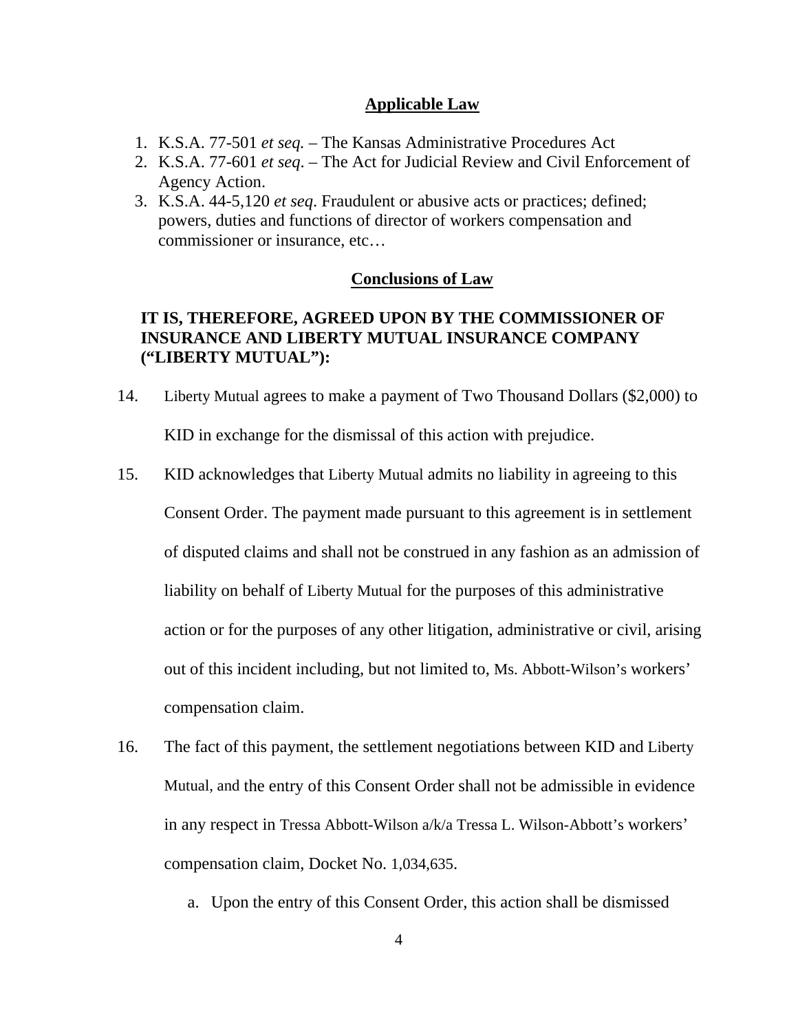## **Applicable Law**

1. K.S.A. 77-501 *et seq.* – The Kansas Administrative Procedures Act
2. K.S.A. 77-601 *et seq*. – The Act for Judicial Review and Civil Enforcement of Agency Action.
3. K.S.A. 44-5,120 *et seq*. Fraudulent or abusive acts or practices; defined; powers, duties and functions of director of workers compensation and commissioner or insurance, etc…

## **Conclusions of Law**

**IT IS, THEREFORE, AGREED UPON BY THE COMMISSIONER OF INSURANCE AND LIBERTY MUTUAL INSURANCE COMPANY ("LIBERTY MUTUAL"):**

14. Liberty Mutual agrees to make a payment of Two Thousand Dollars ($2,000) to KID in exchange for the dismissal of this action with prejudice.

15. KID acknowledges that Liberty Mutual admits no liability in agreeing to this Consent Order. The payment made pursuant to this agreement is in settlement of disputed claims and shall not be construed in any fashion as an admission of liability on behalf of Liberty Mutual for the purposes of this administrative action or for the purposes of any other litigation, administrative or civil, arising out of this incident including, but not limited to, Ms. Abbott-Wilson's workers' compensation claim.

16. The fact of this payment, the settlement negotiations between KID and Liberty Mutual, and the entry of this Consent Order shall not be admissible in evidence in any respect in Tressa Abbott-Wilson a/k/a Tressa L. Wilson-Abbott's workers' compensation claim, Docket No. 1,034,635.

    a. Upon the entry of this Consent Order, this action shall be dismissed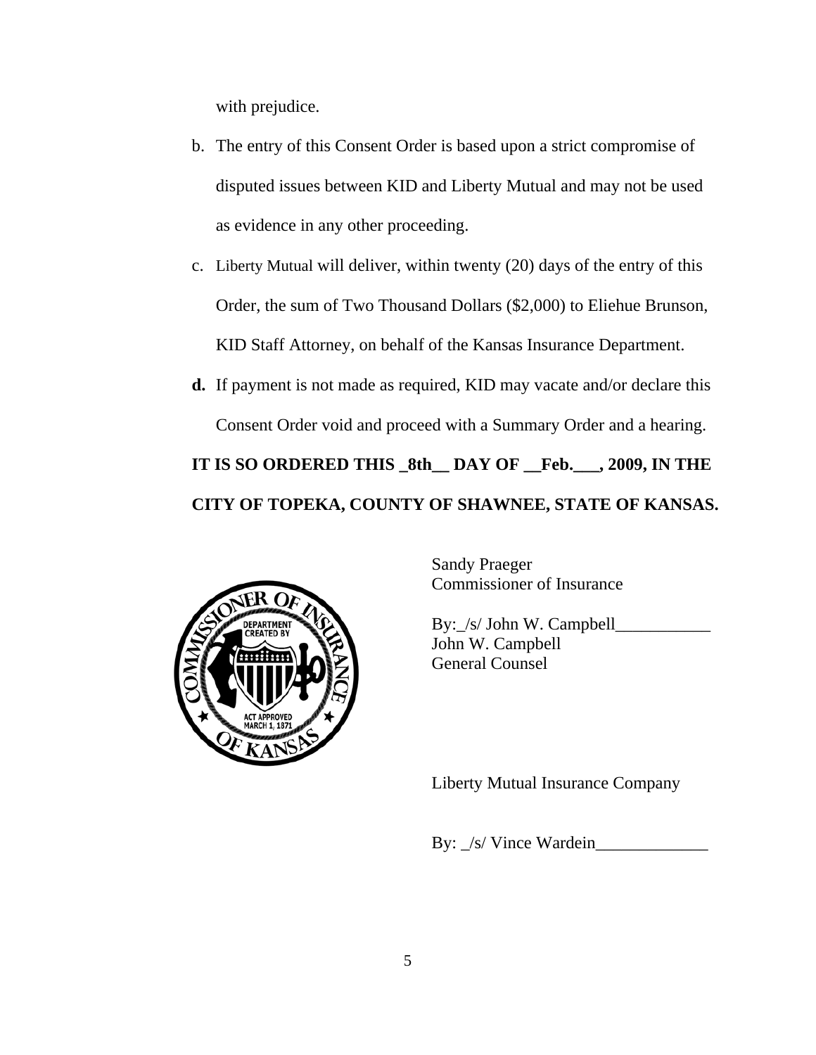with prejudice.

b. The entry of this Consent Order is based upon a strict compromise of disputed issues between KID and Liberty Mutual and may not be used as evidence in any other proceeding.

c. Liberty Mutual will deliver, within twenty (20) days of the entry of this Order, the sum of Two Thousand Dollars ($2,000) to Eliehue Brunson, KID Staff Attorney, on behalf of the Kansas Insurance Department.

**d.** If payment is not made as required, KID may vacate and/or declare this Consent Order void and proceed with a Summary Order and a hearing.

**IT IS SO ORDERED THIS _8th__ DAY OF __Feb.___, 2009, IN THE CITY OF TOPEKA, COUNTY OF SHAWNEE, STATE OF KANSAS.**

Sandy Praeger
Commissioner of Insurance

By:_/s/ John W. Campbell___________
John W. Campbell
General Counsel

Liberty Mutual Insurance Company

By: _/s/ Vince Wardein_____________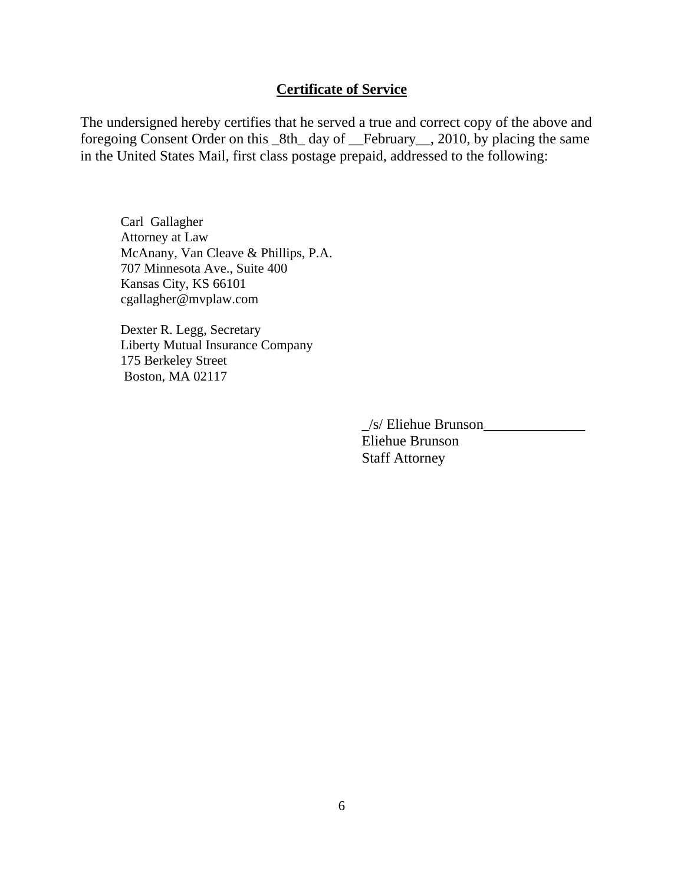## **Certificate of Service**

The undersigned hereby certifies that he served a true and correct copy of the above and foregoing Consent Order on this _8th_ day of __February__, 2010, by placing the same in the United States Mail, first class postage prepaid, addressed to the following:

Carl Gallagher
Attorney at Law
McAnany, Van Cleave & Phillips, P.A.
707 Minnesota Ave., Suite 400
Kansas City, KS 66101
cgallagher@mvplaw.com

Dexter R. Legg, Secretary
Liberty Mutual Insurance Company
175 Berkeley Street
Boston, MA 02117

_/s/ Eliehue Brunson______________
Eliehue Brunson
Staff Attorney